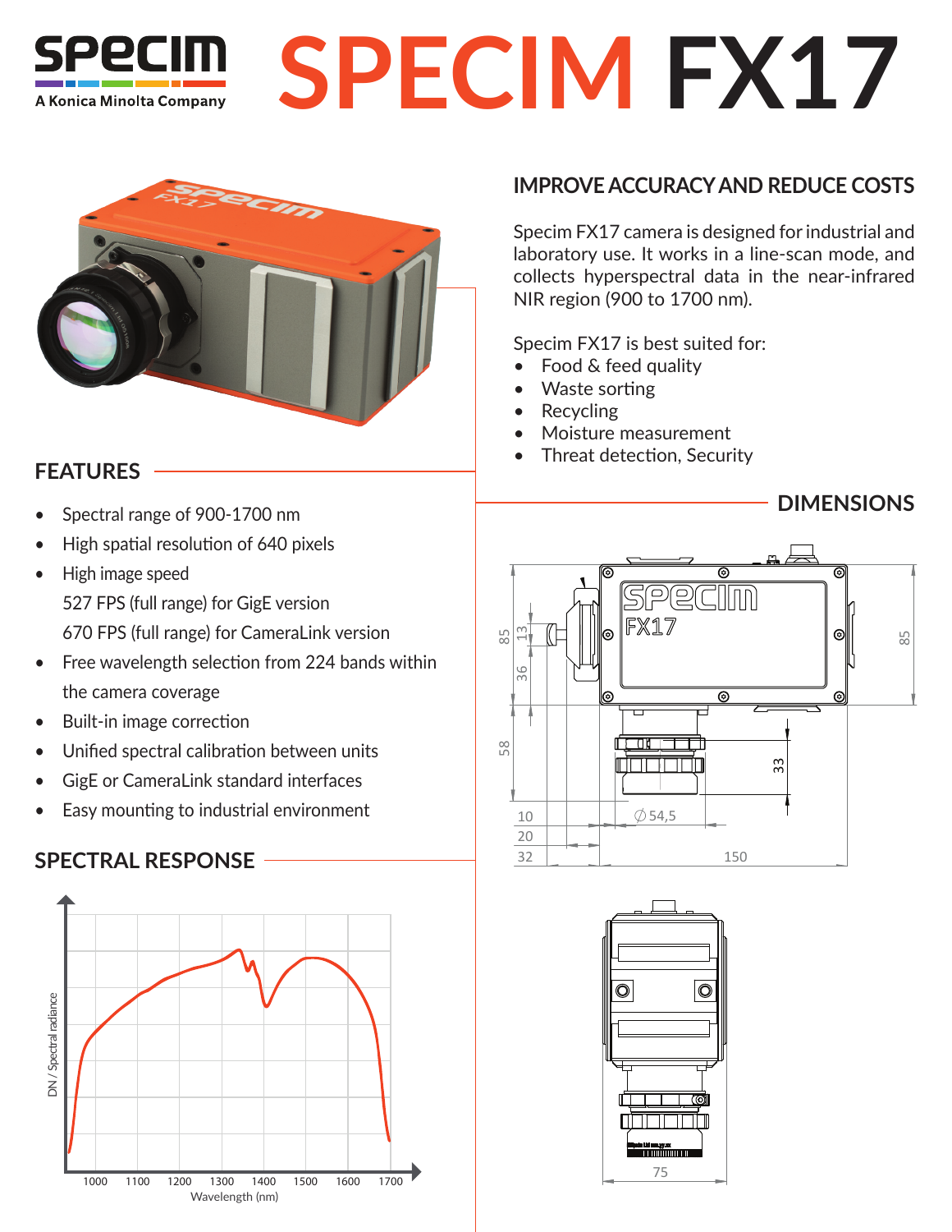# SPECIM FX17

## IMPROVE ACCURACY AND REDUCE COSTS

Specim FX17 camera is designed for industrial and laboratory use. It works in a line-scan mode, and collects hyperspectral data in the near-infrared NIR region (900 to 1700 nm).

Specim FX17 is best suited for:

- Food & feed quality
- Waste sorting
- Recycling
- Moisture measurement
- Threat detection, Security

## FEATURES

- Spectral range of 900-1700 nm
- High spatial resolution of 640 pixels
- High image speed
  527 FPS (full range) for GigE version
  670 FPS (full range) for CameraLink version
- Free wavelength selection from 224 bands within the camera coverage
- Built-in image correction
- Unified spectral calibration between units
- GigE or CameraLink standard interfaces
- Easy mounting to industrial environment

## DIMENSIONS

## SPECTRAL RESPONSE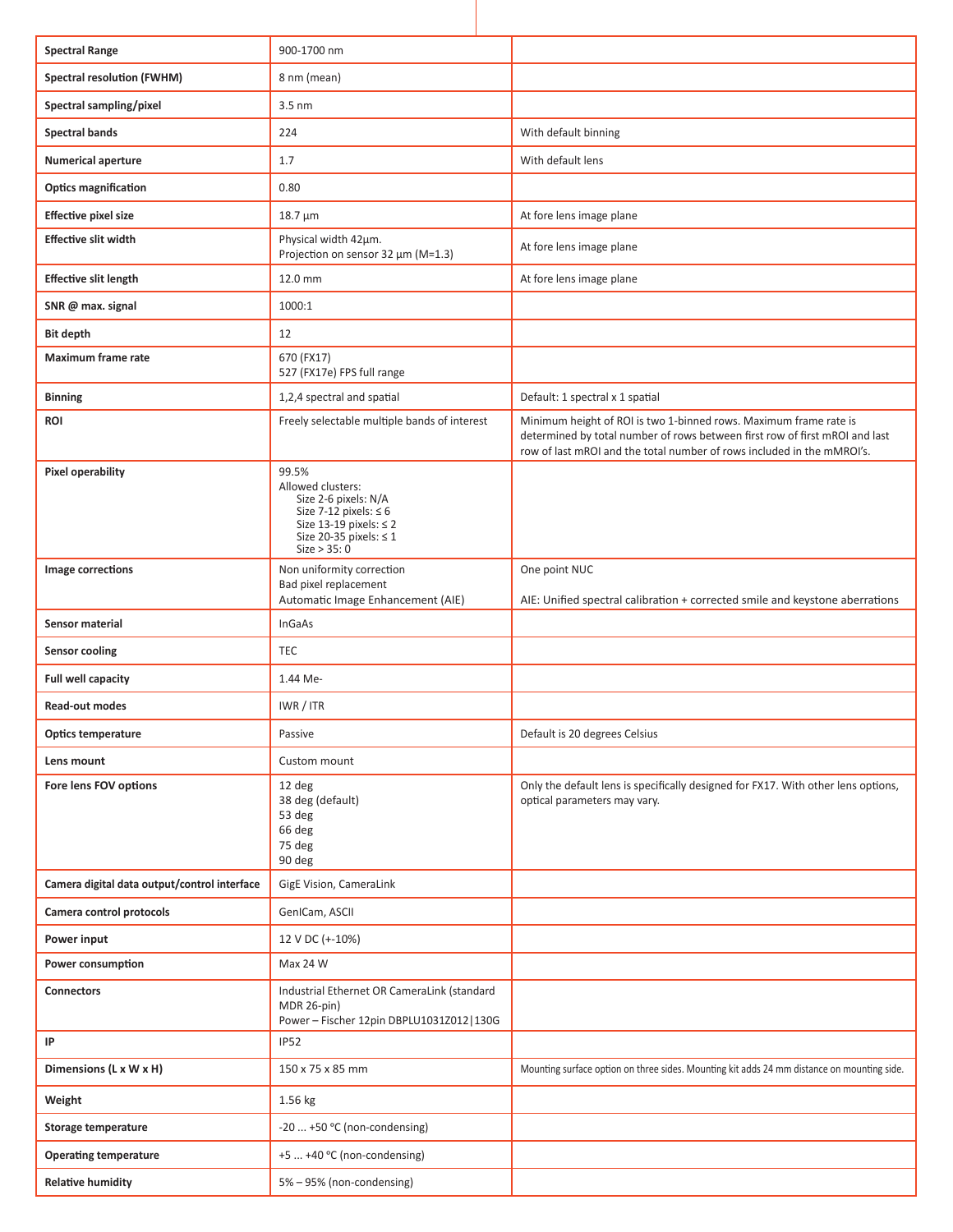| | | |
|---|---|---|
| **Spectral Range** | 900-1700 nm | |
| **Spectral resolution (FWHM)** | 8 nm (mean) | |
| **Spectral sampling/pixel** | 3.5 nm | |
| **Spectral bands** | 224 | With default binning |
| **Numerical aperture** | 1.7 | With default lens |
| **Optics magnification** | 0.80 | |
| **Effective pixel size** | 18.7 µm | At fore lens image plane |
| **Effective slit width** | Physical width 42µm.<br>Projection on sensor 32 µm (M=1.3) | At fore lens image plane |
| **Effective slit length** | 12.0 mm | At fore lens image plane |
| **SNR @ max. signal** | 1000:1 | |
| **Bit depth** | 12 | |
| **Maximum frame rate** | 670 (FX17)<br>527 (FX17e) FPS full range | |
| **Binning** | 1,2,4 spectral and spatial | Default: 1 spectral x 1 spatial |
| **ROI** | Freely selectable multiple bands of interest | Minimum height of ROI is two 1-binned rows. Maximum frame rate is determined by total number of rows between first row of first mROI and last row of last mROI and the total number of rows included in the mMROI's. |
| **Pixel operability** | 99.5%<br>Allowed clusters:<br>Size 2-6 pixels: N/A<br>Size 7-12 pixels: ≤ 6<br>Size 13-19 pixels: ≤ 2<br>Size 20-35 pixels: ≤ 1<br>Size > 35: 0 | |
| **Image corrections** | Non uniformity correction<br>Bad pixel replacement<br>Automatic Image Enhancement (AIE) | One point NUC<br><br>AIE: Unified spectral calibration + corrected smile and keystone aberrations |
| **Sensor material** | InGaAs | |
| **Sensor cooling** | TEC | |
| **Full well capacity** | 1.44 Me- | |
| **Read-out modes** | IWR / ITR | |
| **Optics temperature** | Passive | Default is 20 degrees Celsius |
| **Lens mount** | Custom mount | |
| **Fore lens FOV options** | 12 deg<br>38 deg (default)<br>53 deg<br>66 deg<br>75 deg<br>90 deg | Only the default lens is specifically designed for FX17. With other lens options, optical parameters may vary. |
| **Camera digital data output/control interface** | GigE Vision, CameraLink | |
| **Camera control protocols** | GenICam, ASCII | |
| **Power input** | 12 V DC (+-10%) | |
| **Power consumption** | Max 24 W | |
| **Connectors** | Industrial Ethernet OR CameraLink (standard MDR 26-pin)<br>Power – Fischer 12pin DBPLU1031Z012\|130G | |
| **IP** | IP52 | |
| **Dimensions (L x W x H)** | 150 x 75 x 85 mm | Mounting surface option on three sides. Mounting kit adds 24 mm distance on mounting side. |
| **Weight** | 1.56 kg | |
| **Storage temperature** | -20 ... +50 °C (non-condensing) | |
| **Operating temperature** | +5 ... +40 °C (non-condensing) | |
| **Relative humidity** | 5% – 95% (non-condensing) | |